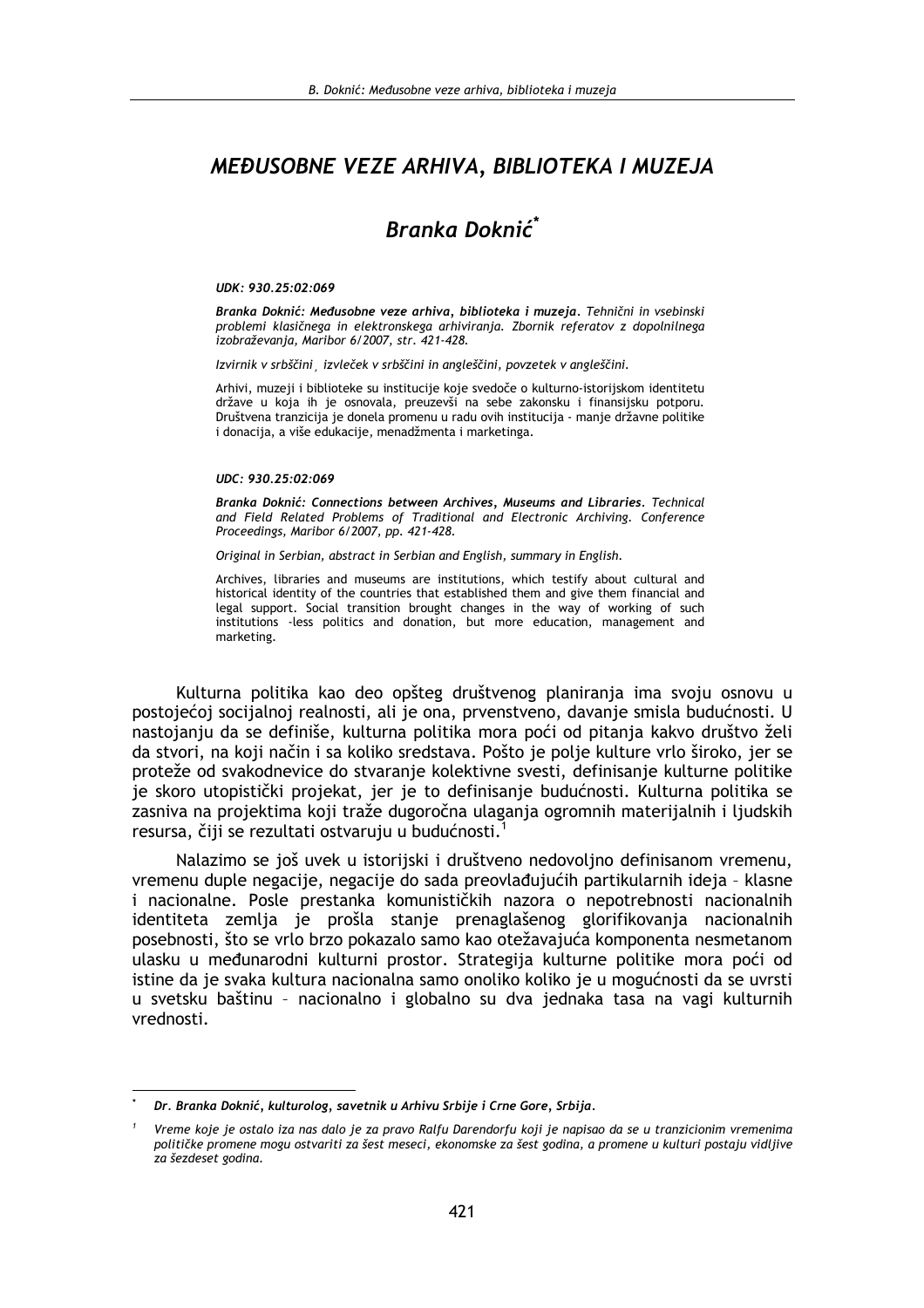# MEĐUSOBNE VEZE ARHIVA, BIBLIOTEKA I MUZEJA

## Branka Doknić*

*UDK: 930.25:02:069*

***Branka Doknić: Međusobne veze arhiva, biblioteka i muzeja**. Tehnični in vsebinski problemi klasičnega in elektronskega arhiviranja. Zbornik referatov z dopolnilnega izobraževanja, Maribor 6/2007, str. 421-428.*

*Izvirnik v srbščini¸ izvleček v srbščini in angleščini, povzetek v angleščini.*

Arhivi, muzeji i biblioteke su institucije koje svedoče o kulturno-istorijskom identitetu države u koja ih je osnovala, preuzevši na sebe zakonsku i finansijsku potporu. Društvena tranzicija je donela promenu u radu ovih institucija - manje državne politike i donacija, a više edukacije, menadžmenta i marketinga.

*UDC: 930.25:02:069*

***Branka Doknić: Connections between Archives, Museums and Libraries**. Technical and Field Related Problems of Traditional and Electronic Archiving. Conference Proceedings, Maribor 6/2007, pp. 421-428.*

*Original in Serbian, abstract in Serbian and English, summary in English.*

Archives, libraries and museums are institutions, which testify about cultural and historical identity of the countries that established them and give them financial and legal support. Social transition brought changes in the way of working of such institutions -less politics and donation, but more education, management and marketing.

Kulturna politika kao deo opšteg društvenog planiranja ima svoju osnovu u postojećoj socijalnoj realnosti, ali je ona, prvenstveno, davanje smisla budućnosti. U nastojanju da se definiše, kulturna politika mora poći od pitanja kakvo društvo želi da stvori, na koji način i sa koliko sredstava. Pošto je polje kulture vrlo široko, jer se proteže od svakodnevice do stvaranje kolektivne svesti, definisanje kulturne politike je skoro utopistički projekat, jer je to definisanje budućnosti. Kulturna politika se zasniva na projektima koji traže dugoročna ulaganja ogromnih materijalnih i ljudskih resursa, čiji se rezultati ostvaruju u budućnosti.[1]

Nalazimo se još uvek u istorijski i društveno nedovoljno definisanom vremenu, vremenu duple negacije, negacije do sada preovlađujućih partikularnih ideja – klasne i nacionalne. Posle prestanka komunističkih nazora o nepotrebnosti nacionalnih identiteta zemlja je prošla stanje prenaglašenog glorifikovanja nacionalnih posebnosti, što se vrlo brzo pokazalo samo kao otežavajuća komponenta nesmetanom ulasku u međunarodni kulturni prostor. Strategija kulturne politike mora poći od istine da je svaka kultura nacionalna samo onoliko koliko je u mogućnosti da se uvrsti u svetsku baštinu – nacionalno i globalno su dva jednaka tasa na vagi kulturnih vrednosti.

---

\* *Dr. Branka Doknić, kulturolog, savetnik u Arhivu Srbije i Crne Gore, Srbija.*

[1] *Vreme koje je ostalo iza nas dalo je za pravo Ralfu Darendorfu koji je napisao da se u tranzicionim vremenima političke promene mogu ostvariti za šest meseci, ekonomske za šest godina, a promene u kulturi postaju vidljive za šezdeset godina.*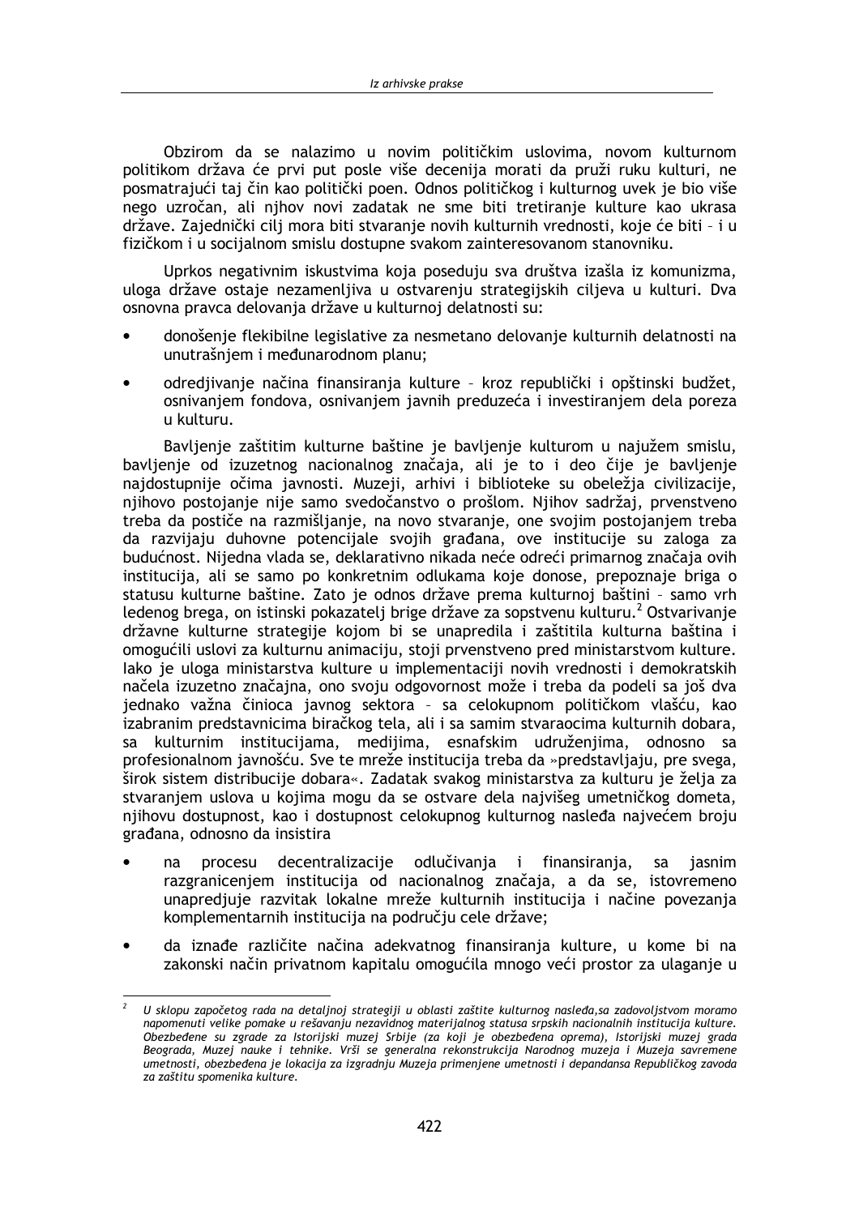Obzirom da se nalazimo u novim političkim uslovima, novom kulturnom politikom država će prvi put posle više decenija morati da pruži ruku kulturi, ne posmatrajući taj čin kao politički poen. Odnos političkog i kulturnog uvek je bio više nego uzročan, ali njhov novi zadatak ne sme biti tretiranje kulture kao ukrasa države. Zajednički cilj mora biti stvaranje novih kulturnih vrednosti, koje će biti - i u fizičkom i u socijalnom smislu dostupne svakom zainteresovanom stanovniku.

Uprkos negativnim iskustvima koja poseduju sva društva izašla iz komunizma, uloga države ostaje nezamenljiva u ostvarenju strategijskih ciljeva u kulturi. Dva osnovna pravca delovanja države u kulturnoj delatnosti su:

- donošenje flekibilne legislative za nesmetano delovanje kulturnih delatnosti na unutrašnjem i međunarodnom planu;
- odredjivanje načina finansiranja kulture - kroz republički i opštinski budžet, osnivanjem fondova, osnivanjem javnih preduzeća i investiranjem dela poreza u kulturu.

Bavljenje zaštitim kulturne baštine je bavljenje kulturom u najužem smislu, bavljenje od izuzetnog nacionalnog značaja, ali je to i deo čije je bavljenje najdostupnije očima javnosti. Muzeji, arhivi i biblioteke su obeležja civilizacije, njihovo postojanje nije samo svedočanstvo o prošlom. Njihov sadržaj, prvenstveno treba da postiče na razmišljanje, na novo stvaranje, one svojim postojanjem treba da razvijaju duhovne potencijale svojih građana, ove institucije su zaloga za budućnost. Nijedna vlada se, deklarativno nikada neće odreći primarnog značaja ovih institucija, ali se samo po konkretnim odlukama koje donose, prepoznaje briga o statusu kulturne baštine. Zato je odnos države prema kulturnoj baštini - samo vrh ledenog brega, on istinski pokazatelj brige države za sopstvenu kulturu.[2] Ostvarivanje državne kulturne strategije kojom bi se unapredila i zaštitila kulturna baština i omogućili uslovi za kulturnu animaciju, stoji prvenstveno pred ministarstvom kulture. Iako je uloga ministarstva kulture u implementaciji novih vrednosti i demokratskih načela izuzetno značajna, ono svoju odgovornost može i treba da podeli sa još dva jednako važna činioca javnog sektora - sa celokupnom političkom vlašću, kao izabranim predstavnicima biračkog tela, ali i sa samim stvaraocima kulturnih dobara, sa kulturnim institucijama, medijima, esnafskim udruženjima, odnosno sa profesionalnom javnošću. Sve te mreže institucija treba da »predstavljaju, pre svega, širok sistem distribucije dobara«. Zadatak svakog ministarstva za kulturu je želja za stvaranjem uslova u kojima mogu da se ostvare dela najvišeg umetničkog dometa, njihovu dostupnost, kao i dostupnost celokupnog kulturnog nasleđa najvećem broju građana, odnosno da insistira

- na procesu decentralizacije odlučivanja i finansiranja, sa jasnim razgranicenjem institucija od nacionalnog značaja, a da se, istovremeno unapredjuje razvitak lokalne mreže kulturnih institucija i načine povezanja komplementarnih institucija na području cele države;
- da iznađe različite načina adekvatnog finansiranja kulture, u kome bi na zakonski način privatnom kapitalu omogućila mnogo veći prostor za ulaganje u

[2] *U sklopu započetog rada na detaljnoj strategiji u oblasti zaštite kulturnog nasleđa,sa zadovoljstvom moramo napomenuti velike pomake u rešavanju nezavidnog materijalnog statusa srpskih nacionalnih institucija kulture. Obezbeđene su zgrade za Istorijski muzej Srbije (za koji je obezbeđena oprema), Istorijski muzej grada Beograda, Muzej nauke i tehnike. Vrši se generalna rekonstrukcija Narodnog muzeja i Muzeja savremene umetnosti, obezbeđena je lokacija za izgradnju Muzeja primenjene umetnosti i depandansa Republičkog zavoda za zaštitu spomenika kulture.*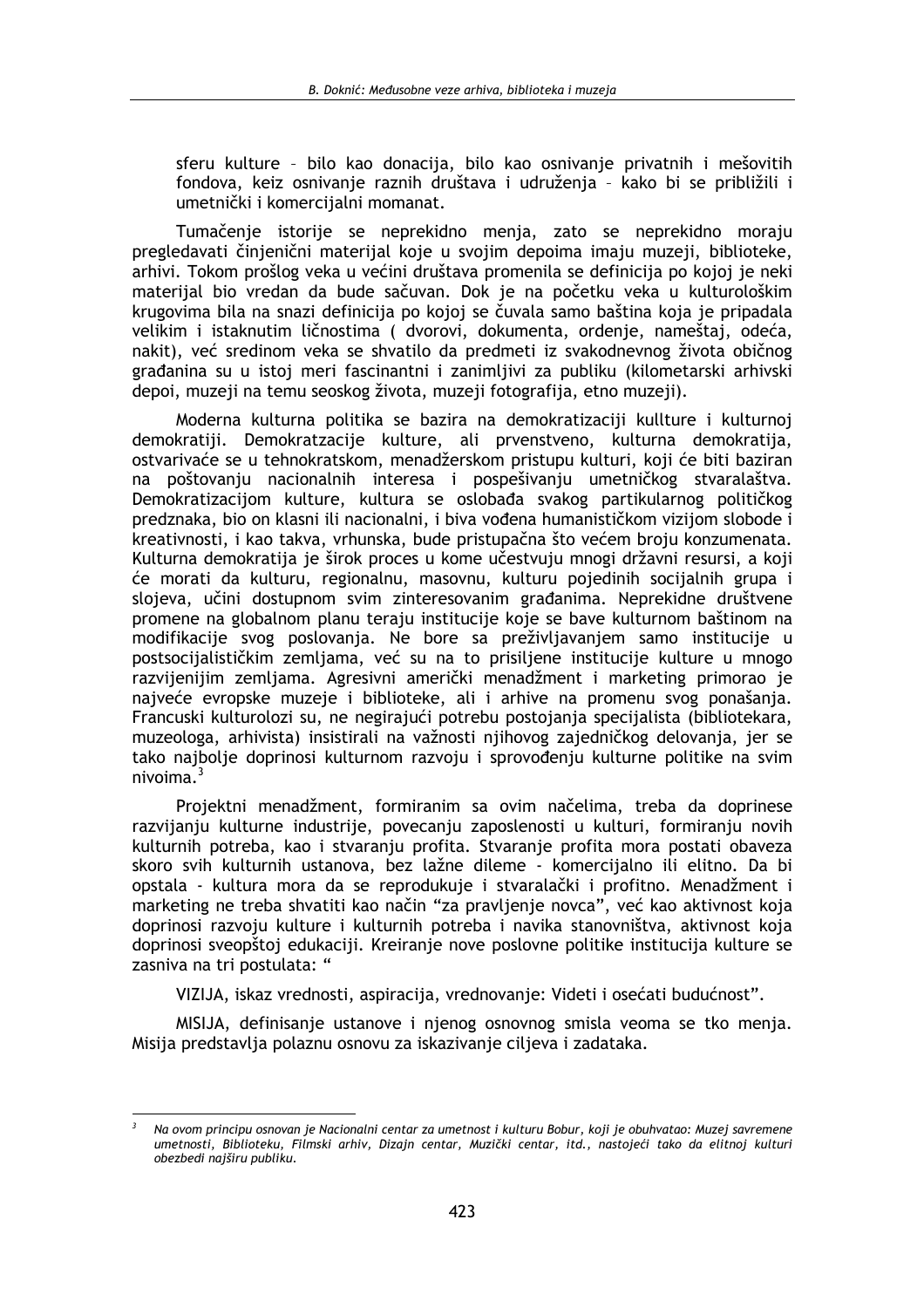sferu kulture – bilo kao donacija, bilo kao osnivanje privatnih i mešovitih fondova, keiz osnivanje raznih društava i udruženja – kako bi se približili i umetnički i komercijalni momanat.

Tumačenje istorije se neprekidno menja, zato se neprekidno moraju pregledavati činjenični materijal koje u svojim depoima imaju muzeji, biblioteke, arhivi. Tokom prošlog veka u većini društava promenila se definicija po kojoj je neki materijal bio vredan da bude sačuvan. Dok je na početku veka u kulturološkim krugovima bila na snazi definicija po kojoj se čuvala samo baština koja je pripadala velikim i istaknutim ličnostima ( dvorovi, dokumenta, ordenje, nameštaj, odeća, nakit), već sredinom veka se shvatilo da predmeti iz svakodnevnog života običnog građanina su u istoj meri fascinantni i zanimljivi za publiku (kilometarski arhivski depoi, muzeji na temu seoskog života, muzeji fotografija, etno muzeji).

Moderna kulturna politika se bazira na demokratizaciji kullture i kulturnoj demokratiji. Demokratzacije kulture, ali prvenstveno, kulturna demokratija, ostvarivaće se u tehnokratskom, menadžerskom pristupu kulturi, koji će biti baziran na poštovanju nacionalnih interesa i pospešivanju umetničkog stvaralaštva. Demokratizacijom kulture, kultura se oslobađa svakog partikularnog političkog predznaka, bio on klasni ili nacionalni, i biva vođena humanističkom vizijom slobode i kreativnosti, i kao takva, vrhunska, bude pristupačna što većem broju konzumenata. Kulturna demokratija je širok proces u kome učestvuju mnogi državni resursi, a koji će morati da kulturu, regionalnu, masovnu, kulturu pojedinih socijalnih grupa i slojeva, učini dostupnom svim zinteresovanim građanima. Neprekidne društvene promene na globalnom planu teraju institucije koje se bave kulturnom baštinom na modifikacije svog poslovanja. Ne bore sa preživljavanjem samo institucije u postsocijalističkim zemljama, već su na to prisiljene institucije kulture u mnogo razvijenijim zemljama. Agresivni američki menadžment i marketing primorao je najveće evropske muzeje i biblioteke, ali i arhive na promenu svog ponašanja. Francuski kulturolozi su, ne negirajući potrebu postojanja specijalista (bibliotekara, muzeologa, arhivista) insistirali na važnosti njihovog zajedničkog delovanja, jer se tako najbolje doprinosi kulturnom razvoju i sprovođenju kulturne politike na svim nivoima.[3]

Projektni menadžment, formiranim sa ovim načelima, treba da doprinese razvijanju kulturne industrije, povecanju zaposlenosti u kulturi, formiranju novih kulturnih potreba, kao i stvaranju profita. Stvaranje profita mora postati obaveza skoro svih kulturnih ustanova, bez lažne dileme - komercijalno ili elitno. Da bi opstala - kultura mora da se reprodukuje i stvaralački i profitno. Menadžment i marketing ne treba shvatiti kao način "za pravljenje novca", već kao aktivnost koja doprinosi razvoju kulture i kulturnih potreba i navika stanovništva, aktivnost koja doprinosi sveopštoj edukaciji. Kreiranje nove poslovne politike institucija kulture se zasniva na tri postulata: "

VIZIJA, iskaz vrednosti, aspiracija, vrednovanje: Videti i osećati budućnost".

MISIJA, definisanje ustanove i njenog osnovnog smisla veoma se tko menja. Misija predstavlja polaznu osnovu za iskazivanje ciljeva i zadataka.

---

[3] *Na ovom principu osnovan je Nacionalni centar za umetnost i kulturu Bobur, koji je obuhvatao: Muzej savremene umetnosti, Biblioteku, Filmski arhiv, Dizajn centar, Muzički centar, itd., nastojeći tako da elitnoj kulturi obezbedi najširu publiku.*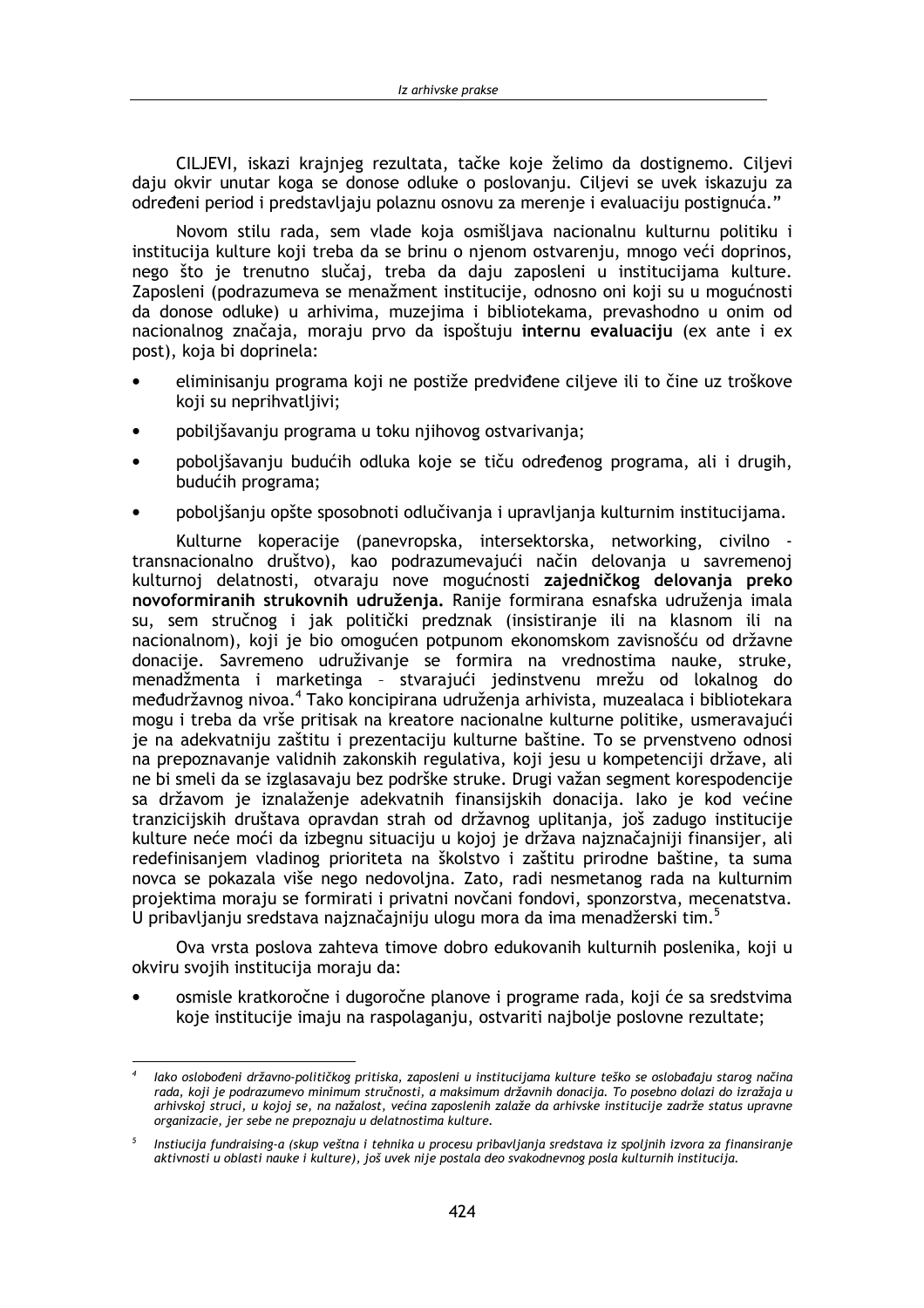CILJEVI, iskazi krajnjeg rezultata, tačke koje želimo da dostignemo. Ciljevi daju okvir unutar koga se donose odluke o poslovanju. Ciljevi se uvek iskazuju za određeni period i predstavljaju polaznu osnovu za merenje i evaluaciju postignuća."

Novom stilu rada, sem vlade koja osmišljava nacionalnu kulturnu politiku i institucija kulture koji treba da se brinu o njenom ostvarenju, mnogo veći doprinos, nego što je trenutno slučaj, treba da daju zaposleni u institucijama kulture. Zaposleni (podrazumeva se menažment institucije, odnosno oni koji su u mogućnosti da donose odluke) u arhivima, muzejima i bibliotekama, prevashodno u onim od nacionalnog značaja, moraju prvo da ispoštuju **internu evaluaciju** (ex ante i ex post), koja bi doprinela:

- eliminisanju programa koji ne postiže predviđene ciljeve ili to čine uz troškove koji su neprihvatljivi;
- pobiljšavanju programa u toku njihovog ostvarivanja;
- poboljšavanju budućih odluka koje se tiču određenog programa, ali i drugih, budućih programa;
- poboljšanju opšte sposobnoti odlučivanja i upravljanja kulturnim institucijama.

Kulturne koperacije (panevropska, intersektorska, networking, civilno - transnacionalno društvo), kao podrazumevajući način delovanja u savremenoj kulturnoj delatnosti, otvaraju nove mogućnosti **zajedničkog delovanja preko novoformiranih strukovnih udruženja.** Ranije formirana esnafska udruženja imala su, sem stručnog i jak politički predznak (insistiranje ili na klasnom ili na nacionalnom), koji je bio omogućen potpunom ekonomskom zavisnošću od državne donacije. Savremeno udruživanje se formira na vrednostima nauke, struke, menadžmenta i marketinga – stvarajući jedinstvenu mrežu od lokalnog do međudržavnog nivoa.[4] Tako koncipirana udruženja arhivista, muzealaca i bibliotekara mogu i treba da vrše pritisak na kreatore nacionalne kulturne politike, usmeravajući je na adekvatniju zaštitu i prezentaciju kulturne baštine. To se prvenstveno odnosi na prepoznavanje validnih zakonskih regulativa, koji jesu u kompetenciji države, ali ne bi smeli da se izglasavaju bez podrške struke. Drugi važan segment korespodencije sa državom je iznalaženje adekvatnih finansijskih donacija. Iako je kod većine tranzicijskih društava opravdan strah od državnog uplitanja, još zadugo institucije kulture neće moći da izbegnu situaciju u kojoj je država najznačajniji finansijer, ali redefinisanjem vladinog prioriteta na školstvo i zaštitu prirodne baštine, ta suma novca se pokazala više nego nedovoljna. Zato, radi nesmetanog rada na kulturnim projektima moraju se formirati i privatni novčani fondovi, sponzorstva, mecenatstva. U pribavljanju sredstava najznačajniju ulogu mora da ima menadžerski tim.[5]

Ova vrsta poslova zahteva timove dobro edukovanih kulturnih poslenika, koji u okviru svojih institucija moraju da:

- osmisle kratkoročne i dugoročne planove i programe rada, koji će sa sredstvima koje institucije imaju na raspolaganju, ostvariti najbolje poslovne rezultate;

---

[4] *Iako oslobođeni državno-političkog pritiska, zaposleni u institucijama kulture teško se oslobađaju starog načina rada, koji je podrazumevo minimum stručnosti, a maksimum državnih donacija. To posebno dolazi do izražaja u arhivskoj struci, u kojoj se, na nažalost, većina zaposlenih zalaže da arhivske institucije zadrže status upravne organizacije, jer sebe ne prepoznaju u delatnostima kulture.*

[5] *Instiucija fundraising-a (skup veština i tehnika u procesu pribavljanja sredstava iz spoljnih izvora za finansiranje aktivnosti u oblasti nauke i kulture), još uvek nije postala deo svakodnevnog posla kulturnih institucija.*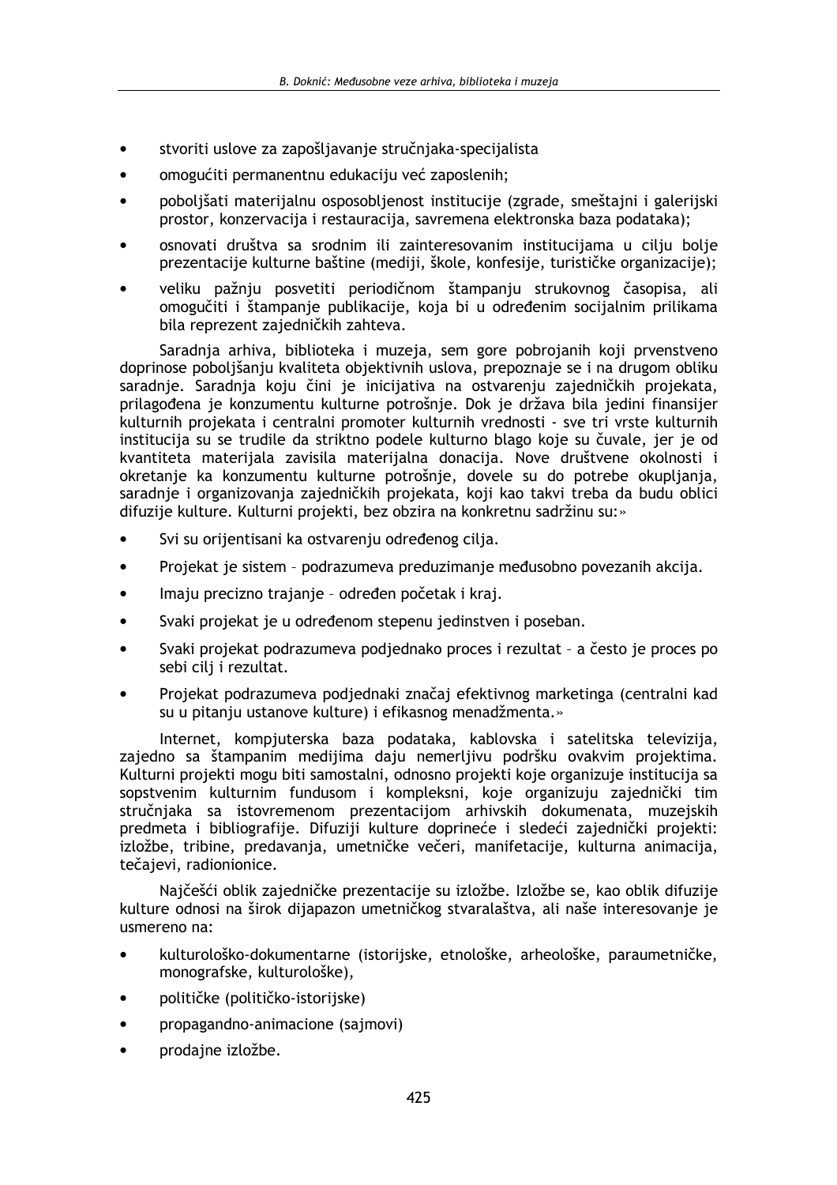- stvoriti uslove za zapošljavanje stručnjaka-specijalista
- omogućiti permanentnu edukaciju već zaposlenih;
- poboljšati materijalnu osposobljenost institucije (zgrade, smeštajni i galerijski prostor, konzervacija i restauracija, savremena elektronska baza podataka);
- osnovati društva sa srodnim ili zainteresovanim institucijama u cilju bolje prezentacije kulturne baštine (mediji, škole, konfesije, turističke organizacije);
- veliku pažnju posvetiti periodičnom štampanju strukovnog časopisa, ali omogučiti i štampanje publikacije, koja bi u određenim socijalnim prilikama bila reprezent zajedničkih zahteva.

Saradnja arhiva, biblioteka i muzeja, sem gore pobrojanih koji prvenstveno doprinose poboljšanju kvaliteta objektivnih uslova, prepoznaje se i na drugom obliku saradnje. Saradnja koju čini je inicijativa na ostvarenju zajedničkih projekata, prilagođena je konzumentu kulturne potrošnje. Dok je država bila jedini finansijer kulturnih projekata i centralni promoter kulturnih vrednosti - sve tri vrste kulturnih institucija su se trudile da striktno podele kulturno blago koje su čuvale, jer je od kvantiteta materijala zavisila materijalna donacija. Nove društvene okolnosti i okretanje ka konzumentu kulturne potrošnje, dovele su do potrebe okupljanja, saradnje i organizovanja zajedničkih projekata, koji kao takvi treba da budu oblici difuzije kulture. Kulturni projekti, bez obzira na konkretnu sadržinu su:»

- Svi su orijentisani ka ostvarenju određenog cilja.
- Projekat je sistem – podrazumeva preduzimanje međusobno povezanih akcija.
- Imaju precizno trajanje – određen početak i kraj.
- Svaki projekat je u određenom stepenu jedinstven i poseban.
- Svaki projekat podrazumeva podjednako proces i rezultat – a često je proces po sebi cilj i rezultat.
- Projekat podrazumeva podjednaki značaj efektivnog marketinga (centralni kad su u pitanju ustanove kulture) i efikasnog menadžmenta.»

Internet, kompjuterska baza podataka, kablovska i satelitska televizija, zajedno sa štampanim medijima daju nemerljivu podršku ovakvim projektima. Kulturni projekti mogu biti samostalni, odnosno projekti koje organizuje institucija sa sopstvenim kulturnim fundusom i kompleksni, koje organizuju zajednički tim stručnjaka sa istovremenom prezentacijom arhivskih dokumenata, muzejskih predmeta i bibliografije. Difuziji kulture doprineće i sledeći zajednički projekti: izložbe, tribine, predavanja, umetničke večeri, manifetacije, kulturna animacija, tečajevi, radionionice.

Najčešći oblik zajedničke prezentacije su izložbe. Izložbe se, kao oblik difuzije kulture odnosi na širok dijapazon umetničkog stvaralaštva, ali naše interesovanje je usmereno na:

- kulturološko-dokumentarne (istorijske, etnološke, arheološke, paraumetničke, monografske, kulturološke),
- političke (političko-istorijske)
- propagandno-animacione (sajmovi)
- prodajne izložbe.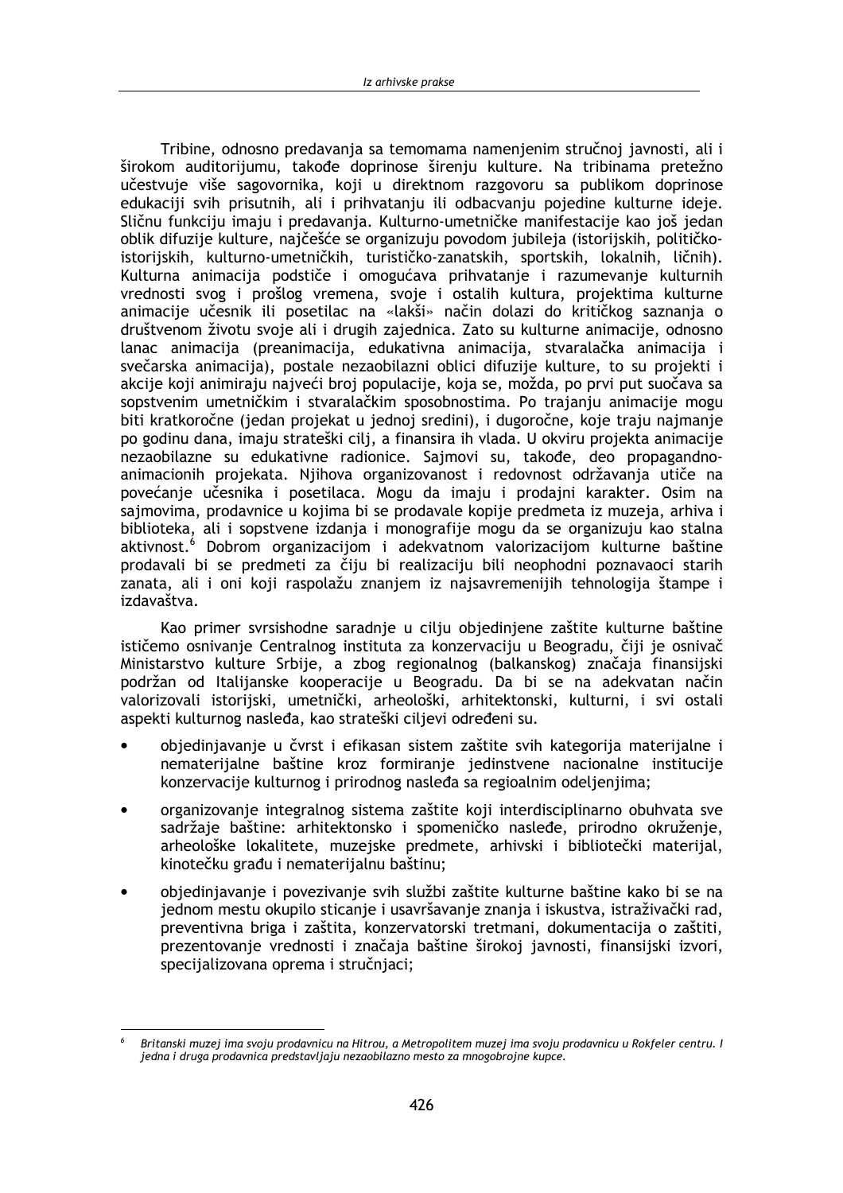Tribine, odnosno predavanja sa temomama namenjenim stručnoj javnosti, ali i širokom auditorijumu, takođe doprinose širenju kulture. Na tribinama pretežno učestvuje više sagovornika, koji u direktnom razgovoru sa publikom doprinose edukaciji svih prisutnih, ali i prihvatanju ili odbacvanju pojedine kulturne ideje. Sličnu funkciju imaju i predavanja. Kulturno-umetničke manifestacije kao još jedan oblik difuzije kulture, najčešće se organizuju povodom jubileja (istorijskih, političko-istorijskih, kulturno-umetničkih, turističko-zanatskih, sportskih, lokalnih, ličnih). Kulturna animacija podstiče i omogućava prihvatanje i razumevanje kulturnih vrednosti svog i prošlog vremena, svoje i ostalih kultura, projektima kulturne animacije učesnik ili posetilac na «lakši» način dolazi do kritičkog saznanja o društvenom životu svoje ali i drugih zajednica. Zato su kulturne animacije, odnosno lanac animacija (preanimacija, edukativna animacija, stvaralačka animacija i svečarska animacija), postale nezaobilazni oblici difuzije kulture, to su projekti i akcije koji animiraju najveći broj populacije, koja se, možda, po prvi put suočava sa sopstvenim umetničkim i stvaralačkim sposobnostima. Po trajanju animacije mogu biti kratkoročne (jedan projekat u jednoj sredini), i dugoročne, koje traju najmanje po godinu dana, imaju strateški cilj, a finansira ih vlada. U okviru projekta animacije nezaobilazne su edukativne radionice. Sajmovi su, takođe, deo propagandno-animacionih projekata. Njihova organizovanost i redovnost održavanja utiče na povećanje učesnika i posetilaca. Mogu da imaju i prodajni karakter. Osim na sajmovima, prodavnice u kojima bi se prodavale kopije predmeta iz muzeja, arhiva i biblioteka, ali i sopstvene izdanja i monografije mogu da se organizuju kao stalna aktivnost.[6] Dobrom organizacijom i adekvatnom valorizacijom kulturne baštine prodavali bi se predmeti za čiju bi realizaciju bili neophodni poznavaoci starih zanata, ali i oni koji raspolažu znanjem iz najsavremenijih tehnologija štampe i izdavaštva.

Kao primer svrsishodne saradnje u cilju objedinjene zaštite kulturne baštine ističemo osnivanje Centralnog instituta za konzervaciju u Beogradu, čiji je osnivač Ministarstvo kulture Srbije, a zbog regionalnog (balkanskog) značaja finansijski podržan od Italijanske kooperacije u Beogradu. Da bi se na adekvatan način valorizovali istorijski, umetnički, arheološki, arhitektonski, kulturni, i svi ostali aspekti kulturnog nasleđa, kao strateški ciljevi određeni su.

- objedinjavanje u čvrst i efikasan sistem zaštite svih kategorija materijalne i nematerijalne baštine kroz formiranje jedinstvene nacionalne institucije konzervacije kulturnog i prirodnog nasleđa sa regioalnim odeljenjima;
- organizovanje integralnog sistema zaštite koji interdisciplinarno obuhvata sve sadržaje baštine: arhitektonsko i spomeničko nasleđe, prirodno okruženje, arheološke lokalitete, muzejske predmete, arhivski i bibliotečki materijal, kinotečku građu i nematerijalnu baštinu;
- objedinjavanje i povezivanje svih službi zaštite kulturne baštine kako bi se na jednom mestu okupilo sticanje i usavršavanje znanja i iskustva, istraživački rad, preventivna briga i zaštita, konzervatorski tretmani, dokumentacija o zaštiti, prezentovanje vrednosti i značaja baštine širokoj javnosti, finansijski izvori, specijalizovana oprema i stručnjaci;

---

[6] *Britanski muzej ima svoju prodavnicu na Hitrou, a Metropolitem muzej ima svoju prodavnicu u Rokfeler centru. I jedna i druga prodavnica predstavljaju nezaobilazno mesto za mnogobrojne kupce.*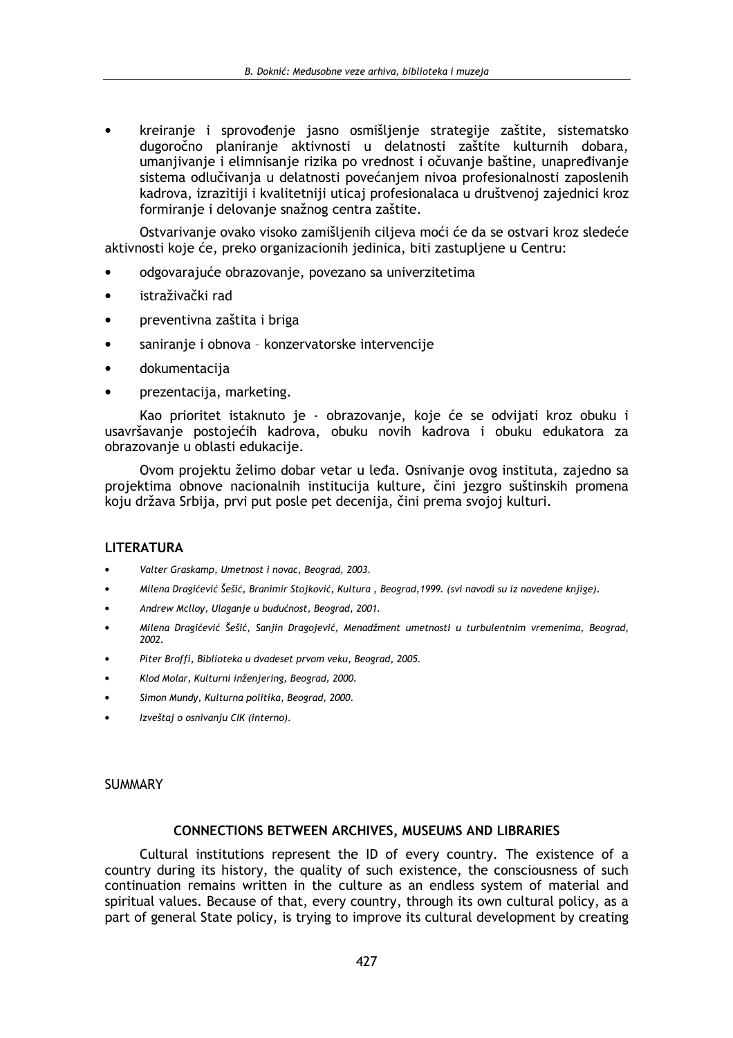- kreiranje i sprovođenje jasno osmišljenje strategije zaštite, sistematsko dugoročno planiranje aktivnosti u delatnosti zaštite kulturnih dobara, umanjivanje i elimnisanje rizika po vrednost i očuvanje baštine, unapređivanje sistema odlučivanja u delatnosti povećanjem nivoa profesionalnosti zaposlenih kadrova, izrazitiji i kvalitetniji uticaj profesionalaca u društvenoj zajednici kroz formiranje i delovanje snažnog centra zaštite.

Ostvarivanje ovako visoko zamišljenih ciljeva moći će da se ostvari kroz sledeće aktivnosti koje će, preko organizacionih jedinica, biti zastupljene u Centru:

- odgovarajuće obrazovanje, povezano sa univerzitetima
- istraživački rad
- preventivna zaštita i briga
- saniranje i obnova – konzervatorske intervencije
- dokumentacija
- prezentacija, marketing.

Kao prioritet istaknuto je - obrazovanje, koje će se odvijati kroz obuku i usavršavanje postojećih kadrova, obuku novih kadrova i obuku edukatora za obrazovanje u oblasti edukacije.

Ovom projektu želimo dobar vetar u leđa. Osnivanje ovog instituta, zajedno sa projektima obnove nacionalnih institucija kulture, čini jezgro suštinskih promena koju država Srbija, prvi put posle pet decenija, čini prema svojoj kulturi.

## LITERATURA

- *Valter Graskamp, Umetnost i novac, Beograd, 2003.*
- *Milena Dragićević Šešić, Branimir Stojković, Kultura , Beograd,1999. (svi navodi su iz navedene knjige).*
- *Andrew Mclloy, Ulaganje u budućnost, Beograd, 2001.*
- *Milena Dragićević Šešić, Sanjin Dragojević, Menadžment umetnosti u turbulentnim vremenima, Beograd, 2002.*
- *Piter Broffi, Biblioteka u dvadeset prvom veku, Beograd, 2005.*
- *Klod Molar, Kulturni inženjering, Beograd, 2000.*
- *Simon Mundy, Kulturna politika, Beograd, 2000.*
- *Izveštaj o osnivanju CIK (interno).*

SUMMARY

### CONNECTIONS BETWEEN ARCHIVES, MUSEUMS AND LIBRARIES

Cultural institutions represent the ID of every country. The existence of a country during its history, the quality of such existence, the consciousness of such continuation remains written in the culture as an endless system of material and spiritual values. Because of that, every country, through its own cultural policy, as a part of general State policy, is trying to improve its cultural development by creating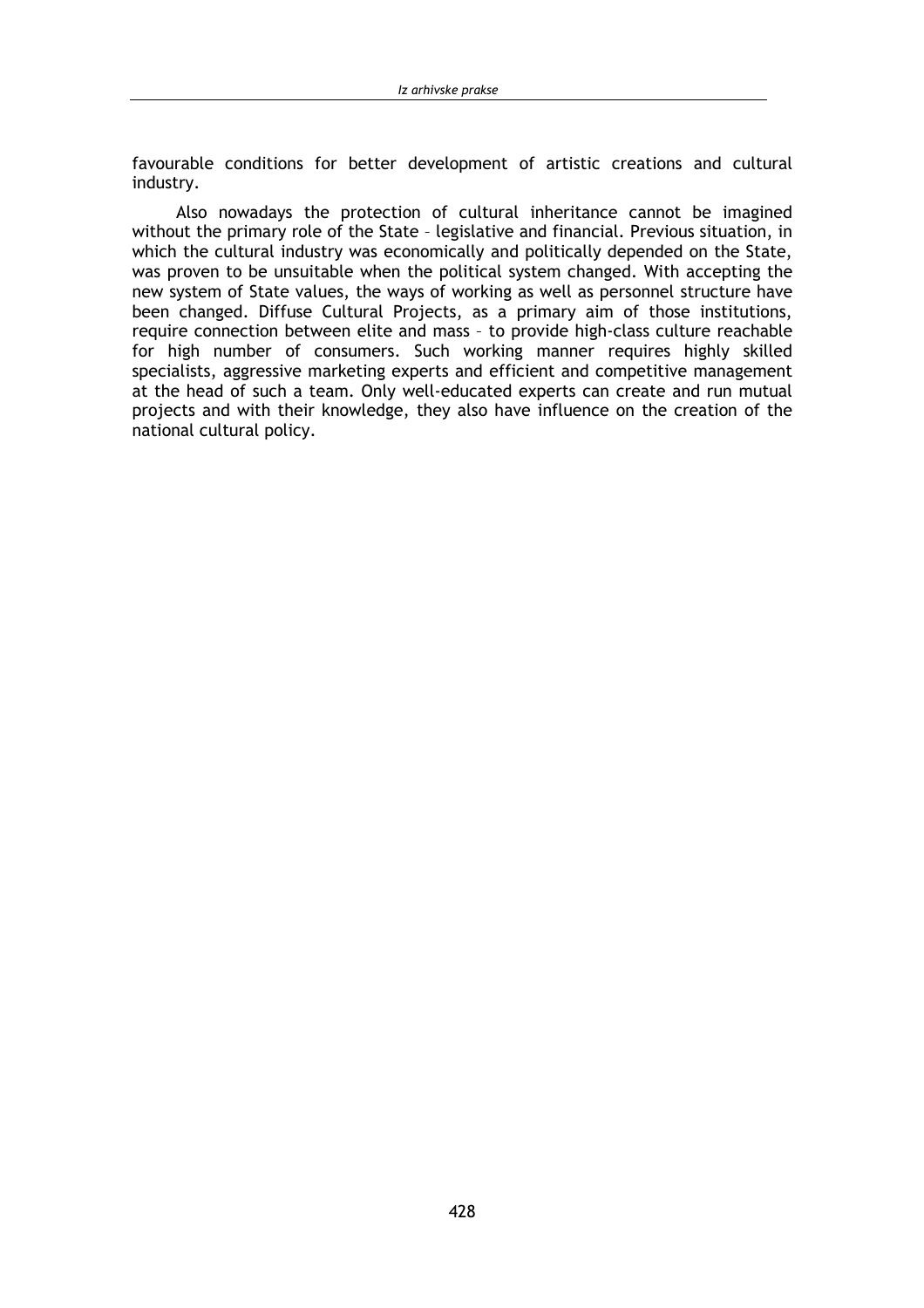favourable conditions for better development of artistic creations and cultural industry.

Also nowadays the protection of cultural inheritance cannot be imagined without the primary role of the State – legislative and financial. Previous situation, in which the cultural industry was economically and politically depended on the State, was proven to be unsuitable when the political system changed. With accepting the new system of State values, the ways of working as well as personnel structure have been changed. Diffuse Cultural Projects, as a primary aim of those institutions, require connection between elite and mass – to provide high-class culture reachable for high number of consumers. Such working manner requires highly skilled specialists, aggressive marketing experts and efficient and competitive management at the head of such a team. Only well-educated experts can create and run mutual projects and with their knowledge, they also have influence on the creation of the national cultural policy.